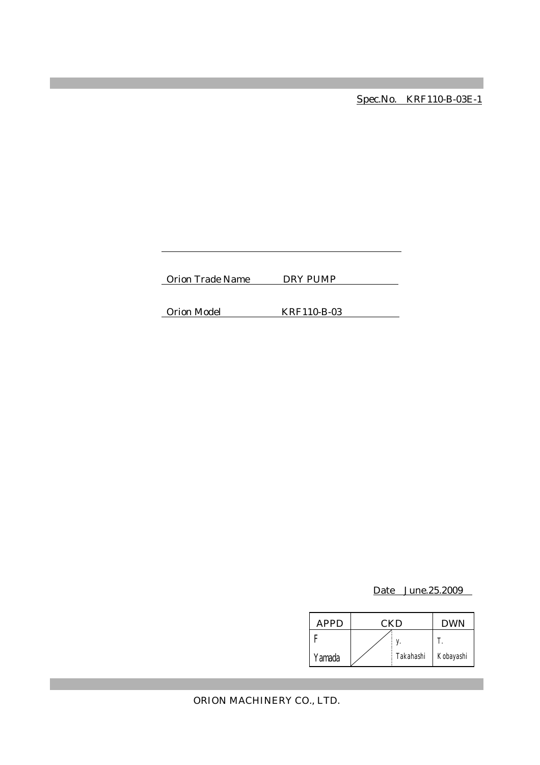Spec.No.　KRF110-B-03E-1

Orion Trade Name　　DRY PUMP

Orion Model　　KRF110-B-03

Date　June.25.2009

| APPD | CKD | | DWN |
|---|---|---|---|
| F Yamada | | y. Takahashi | T. Kobayashi |

ORION MACHINERY CO., LTD.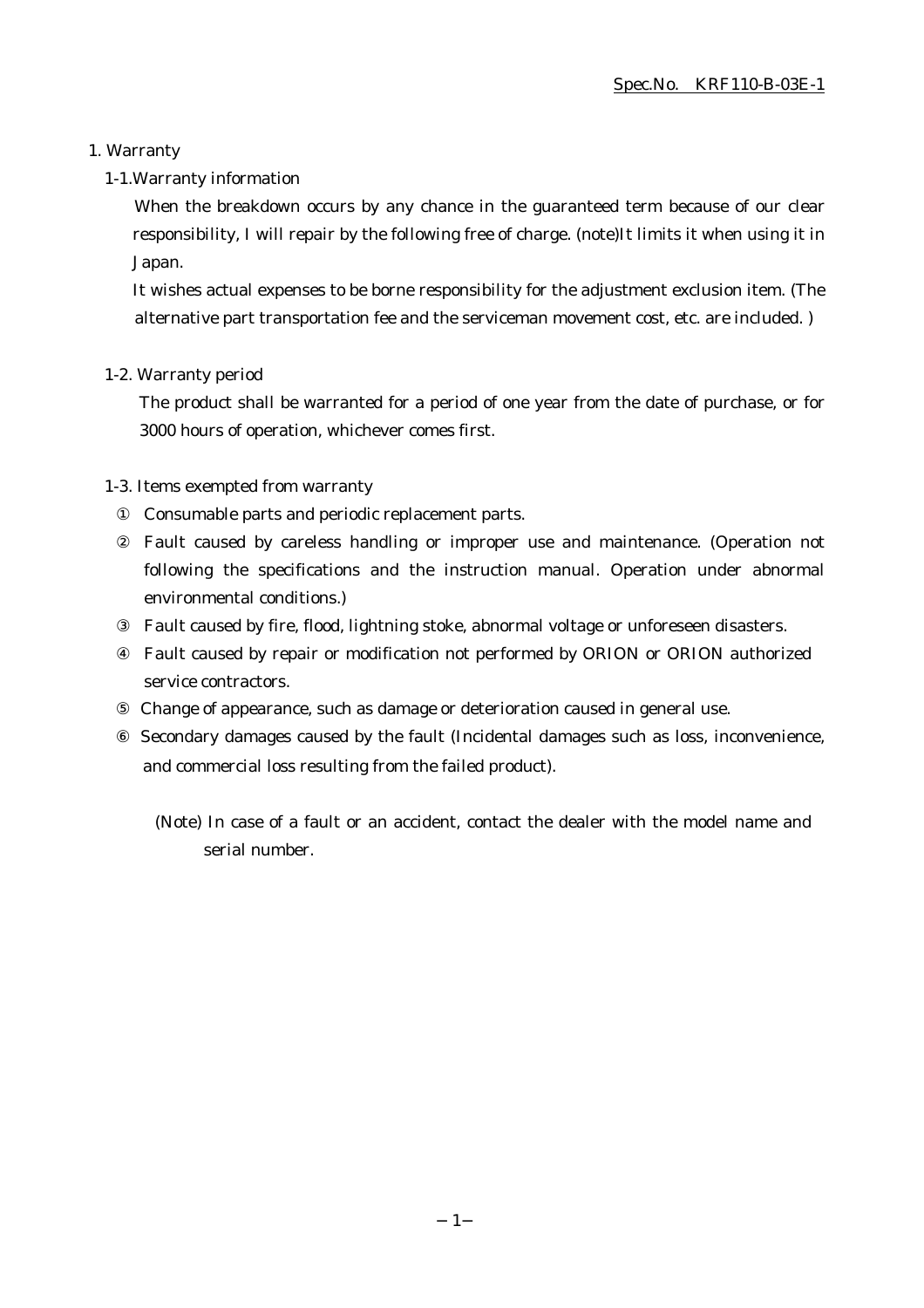# 1. Warranty

## 1-1.Warranty information

When the breakdown occurs by any chance in the guaranteed term because of our clear responsibility, I will repair by the following free of charge. (note)It limits it when using it in Japan.

It wishes actual expenses to be borne responsibility for the adjustment exclusion item. (The alternative part transportation fee and the serviceman movement cost, etc. are included. )

## 1-2. Warranty period

The product shall be warranted for a period of one year from the date of purchase, or for 3000 hours of operation, whichever comes first.

## 1-3. Items exempted from warranty

① Consumable parts and periodic replacement parts.

② Fault caused by careless handling or improper use and maintenance. (Operation not following the specifications and the instruction manual. Operation under abnormal environmental conditions.)

③ Fault caused by fire, flood, lightning stoke, abnormal voltage or unforeseen disasters.

④ Fault caused by repair or modification not performed by ORION or ORION authorized service contractors.

⑤ Change of appearance, such as damage or deterioration caused in general use.

⑥ Secondary damages caused by the fault (Incidental damages such as loss, inconvenience, and commercial loss resulting from the failed product).

(Note) In case of a fault or an accident, contact the dealer with the model name and serial number.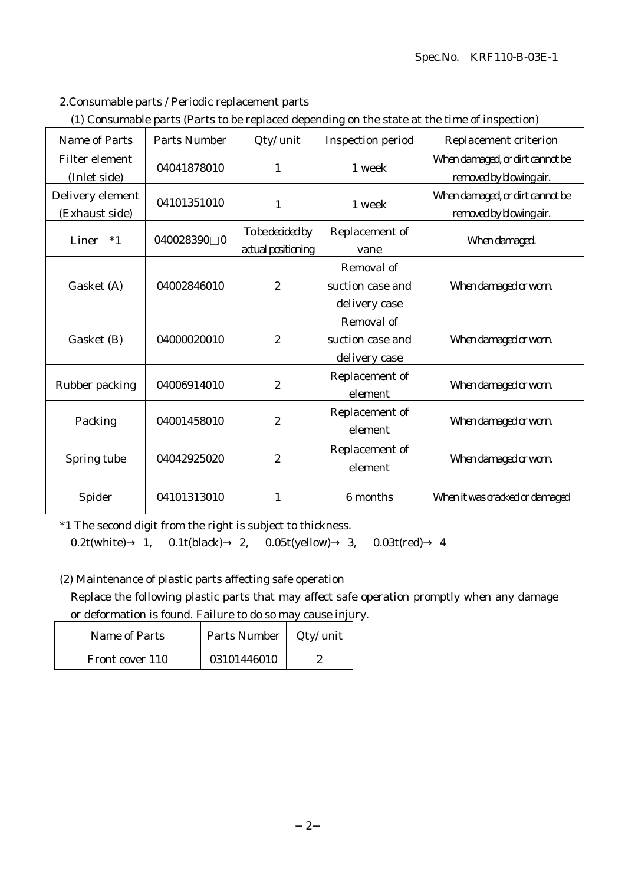## 2.Consumable parts / Periodic replacement parts

(1) Consumable parts (Parts to be replaced depending on the state at the time of inspection)

| Name of Parts | Parts Number | Qty/unit | Inspection period | Replacement criterion |
|---|---|---|---|---|
| Filter element (Inlet side) | 04041878010 | 1 | 1 week | When damaged, or dirt cannot be removed by blowing air. |
| Delivery element (Exhaust side) | 04101351010 | 1 | 1 week | When damaged, or dirt cannot be removed by blowing air. |
| Liner *1 | 040028390□0 | To be decided by actual positioning | Replacement of vane | When damaged. |
| Gasket (A) | 04002846010 | 2 | Removal of suction case and delivery case | When damaged or worn. |
| Gasket (B) | 04000020010 | 2 | Removal of suction case and delivery case | When damaged or worn. |
| Rubber packing | 04006914010 | 2 | Replacement of element | When damaged or worn. |
| Packing | 04001458010 | 2 | Replacement of element | When damaged or worn. |
| Spring tube | 04042925020 | 2 | Replacement of element | When damaged or worn. |
| Spider | 04101313010 | 1 | 6 months | When it was cracked or damaged |

*1 The second digit from the right is subject to thickness.
0.2t(white)→ 1, 0.1t(black)→ 2, 0.05t(yellow)→ 3, 0.03t(red)→ 4

(2) Maintenance of plastic parts affecting safe operation

Replace the following plastic parts that may affect safe operation promptly when any damage or deformation is found. Failure to do so may cause injury.

| Name of Parts | Parts Number | Qty/unit |
|---|---|---|
| Front cover 110 | 03101446010 | 2 |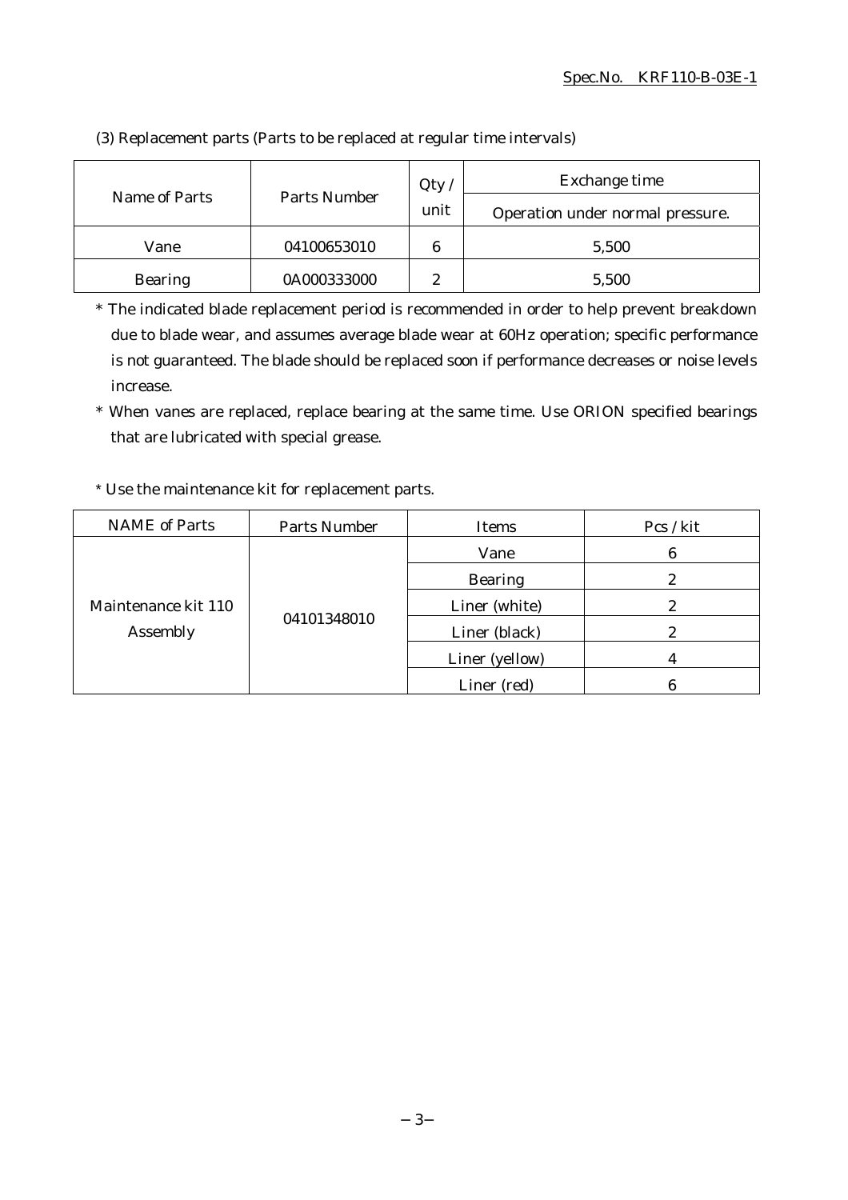(3) Replacement parts (Parts to be replaced at regular time intervals)

| Name of Parts | Parts Number | Qty / unit | Exchange time |
|---|---|---|---|
| | | | Operation under normal pressure. |
| Vane | 04100653010 | 6 | 5,500 |
| Bearing | 0A000333000 | 2 | 5,500 |

* The indicated blade replacement period is recommended in order to help prevent breakdown due to blade wear, and assumes average blade wear at 60Hz operation; specific performance is not guaranteed. The blade should be replaced soon if performance decreases or noise levels increase.
* When vanes are replaced, replace bearing at the same time. Use ORION specified bearings that are lubricated with special grease.

* Use the maintenance kit for replacement parts.

| NAME of Parts | Parts Number | Items | Pcs / kit |
|---|---|---|---|
| Maintenance kit 110 Assembly | 04101348010 | Vane | 6 |
| | | Bearing | 2 |
| | | Liner (white) | 2 |
| | | Liner (black) | 2 |
| | | Liner (yellow) | 4 |
| | | Liner (red) | 6 |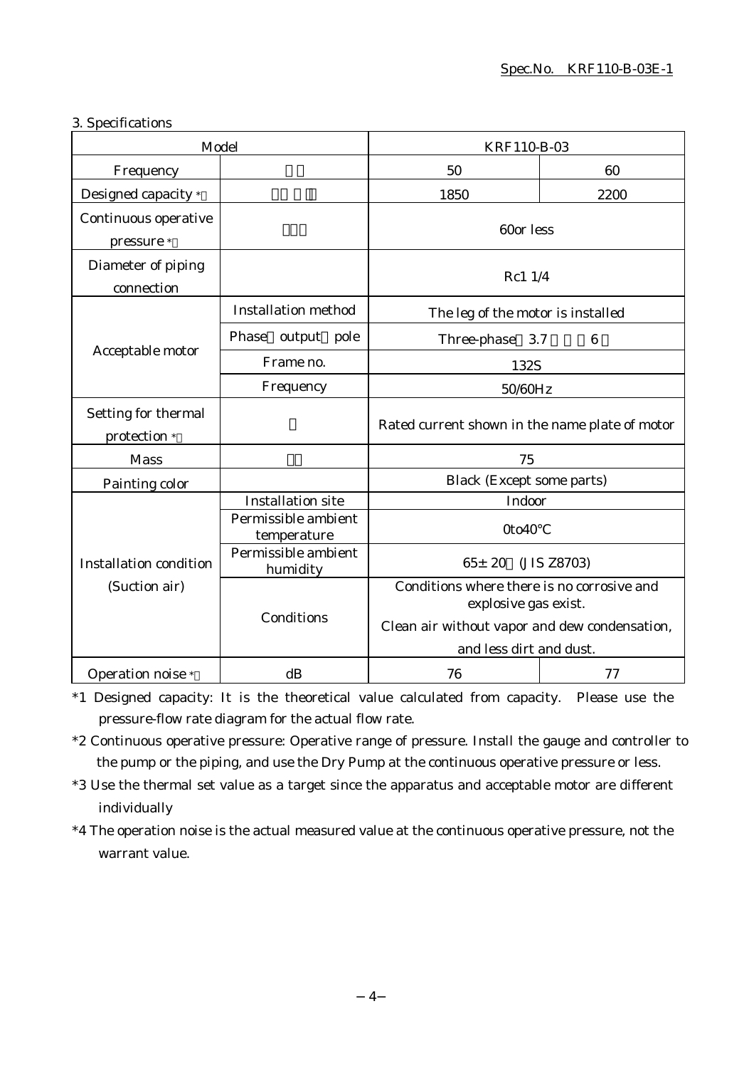Spec.No. KRF110-B-03E-1

3. Specifications

| Model | | KRF110-B-03 | |
|---|---|---|---|
| Frequency | | 50 | 60 |
| Designed capacity * | | 1850 | 2200 |
| Continuous operative pressure * | | 60or less | |
| Diameter of piping connection | | Rc1 1/4 | |
| Acceptable motor | Installation method | The leg of the motor is installed | |
| | Phase output pole | Three-phase 3.7 6 | |
| | Frame no. | 132S | |
| | Frequency | 50/60Hz | |
| Setting for thermal protection * | | Rated current shown in the name plate of motor | |
| Mass | | 75 | |
| Painting color | | Black (Except some parts) | |
| Installation condition (Suction air) | Installation site | Indoor | |
| | Permissible ambient temperature | 0to40℃ | |
| | Permissible ambient humidity | 65± 20 (JIS Z8703) | |
| | Conditions | Conditions where there is no corrosive and explosive gas exist. Clean air without vapor and dew condensation, and less dirt and dust. | |
| Operation noise * | dB | 76 | 77 |

*1 Designed capacity: It is the theoretical value calculated from capacity. Please use the pressure-flow rate diagram for the actual flow rate.

*2 Continuous operative pressure: Operative range of pressure. Install the gauge and controller to the pump or the piping, and use the Dry Pump at the continuous operative pressure or less.

*3 Use the thermal set value as a target since the apparatus and acceptable motor are different individually

*4 The operation noise is the actual measured value at the continuous operative pressure, not the warrant value.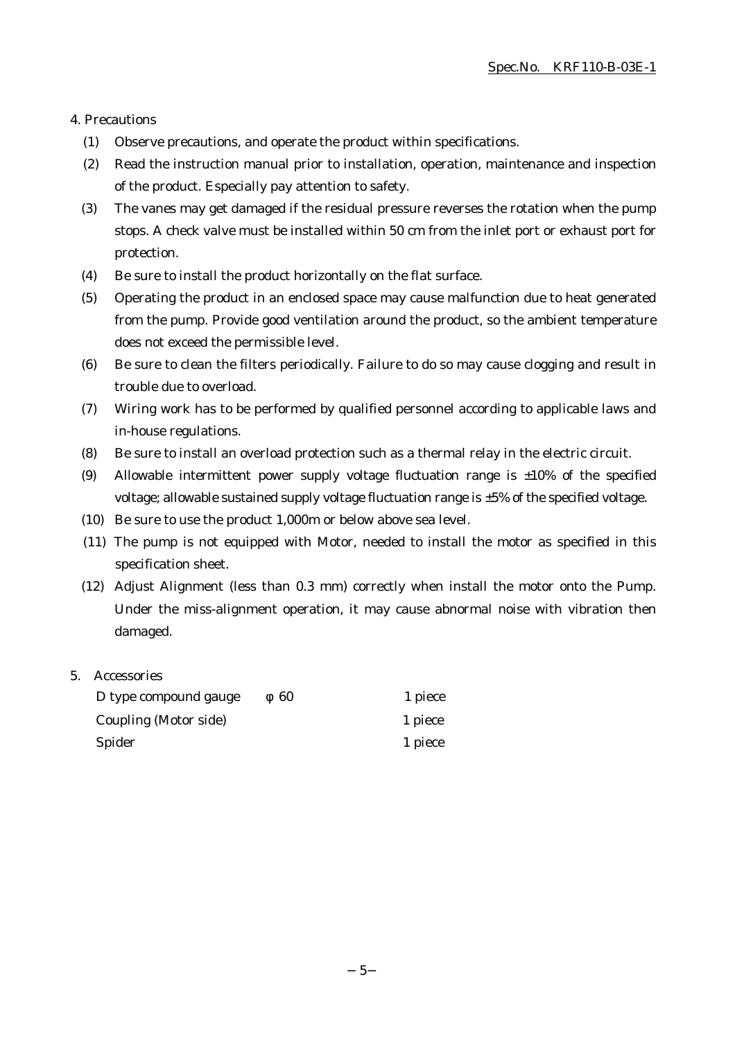## 4. Precautions

(1) Observe precautions, and operate the product within specifications.

(2) Read the instruction manual prior to installation, operation, maintenance and inspection of the product. Especially pay attention to safety.

(3) The vanes may get damaged if the residual pressure reverses the rotation when the pump stops. A check valve must be installed within 50 cm from the inlet port or exhaust port for protection.

(4) Be sure to install the product horizontally on the flat surface.

(5) Operating the product in an enclosed space may cause malfunction due to heat generated from the pump. Provide good ventilation around the product, so the ambient temperature does not exceed the permissible level.

(6) Be sure to clean the filters periodically. Failure to do so may cause clogging and result in trouble due to overload.

(7) Wiring work has to be performed by qualified personnel according to applicable laws and in-house regulations.

(8) Be sure to install an overload protection such as a thermal relay in the electric circuit.

(9) Allowable intermittent power supply voltage fluctuation range is ±10% of the specified voltage; allowable sustained supply voltage fluctuation range is ±5% of the specified voltage.

(10) Be sure to use the product 1,000m or below above sea level.

(11) The pump is not equipped with Motor, needed to install the motor as specified in this specification sheet.

(12) Adjust Alignment (less than 0.3 mm) correctly when install the motor onto the Pump. Under the miss-alignment operation, it may cause abnormal noise with vibration then damaged.

## 5. Accessories

| | | |
|---|---|---|
| D type compound gauge | φ 60 | 1 piece |
| Coupling (Motor side) | | 1 piece |
| Spider | | 1 piece |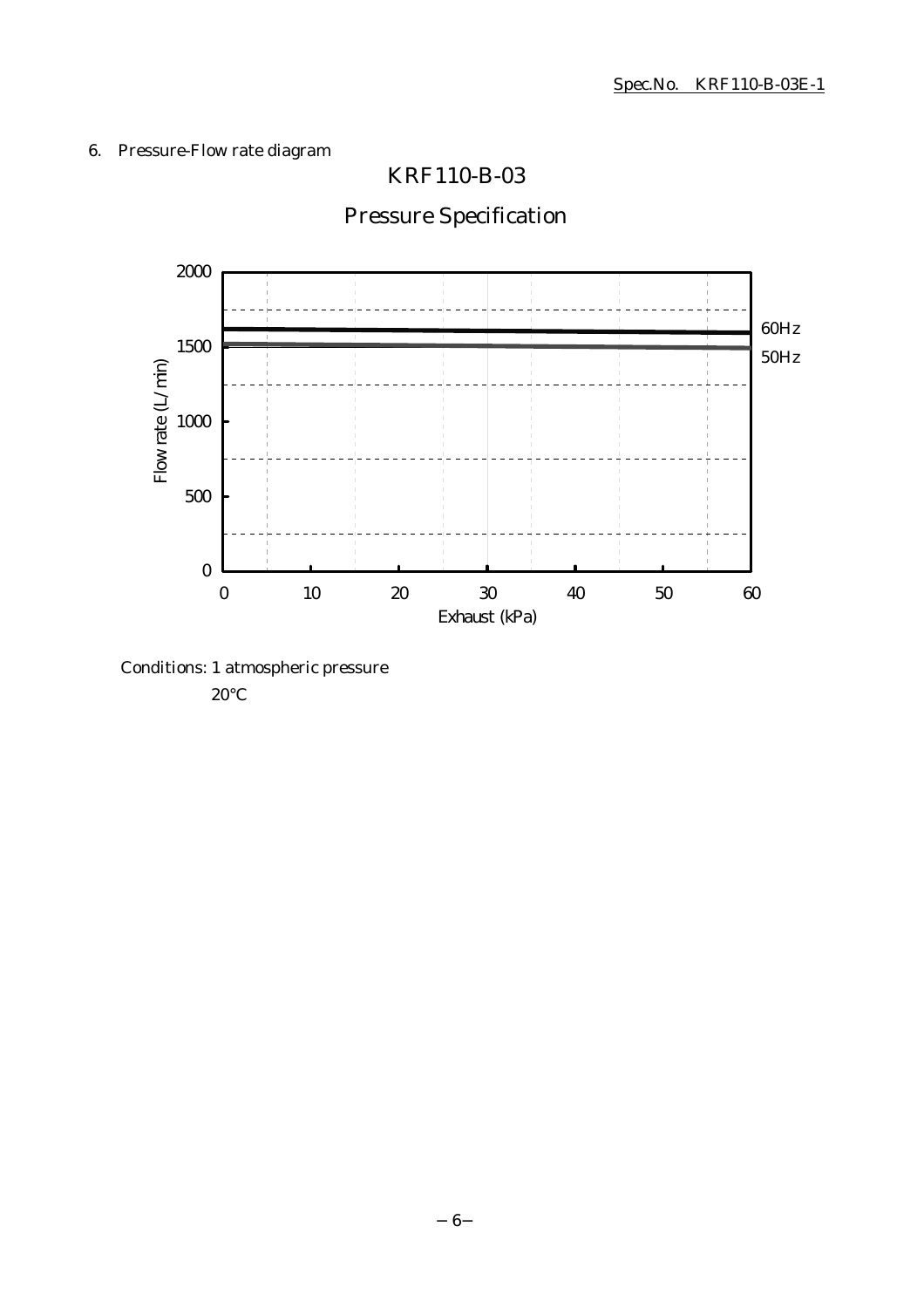6. Pressure-Flow rate diagram

KRF110-B-03

Pressure Specification

Conditions: 1 atmospheric pressure
20°C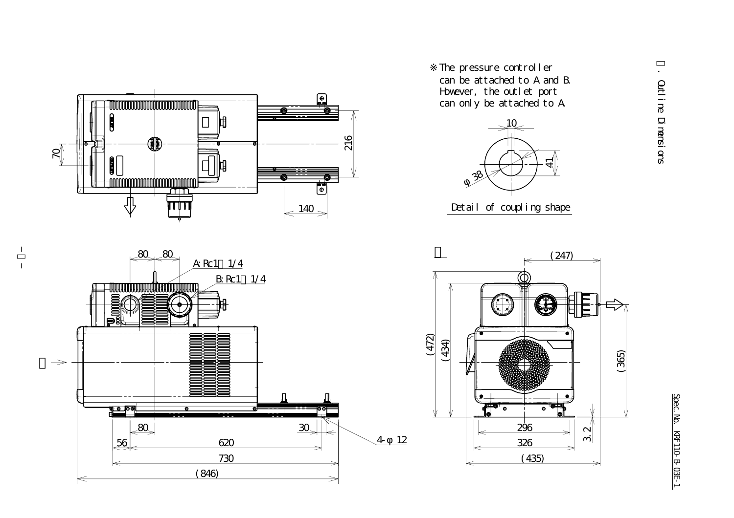※ The pressure controller can be attached to A and B. However, the outlet port can only be attached to A.

10

41

φ38

Detail of coupling shape

216

70

140

80 80

A: Rc1 1/4

B: Rc1 1/4

80

30

56

620

730

(846)

4-φ12

(247)

(472)

(434)

(365)

296

326

(435)

3.2

Outline Dimensions

Spec. No. KRF110-B-03E-1